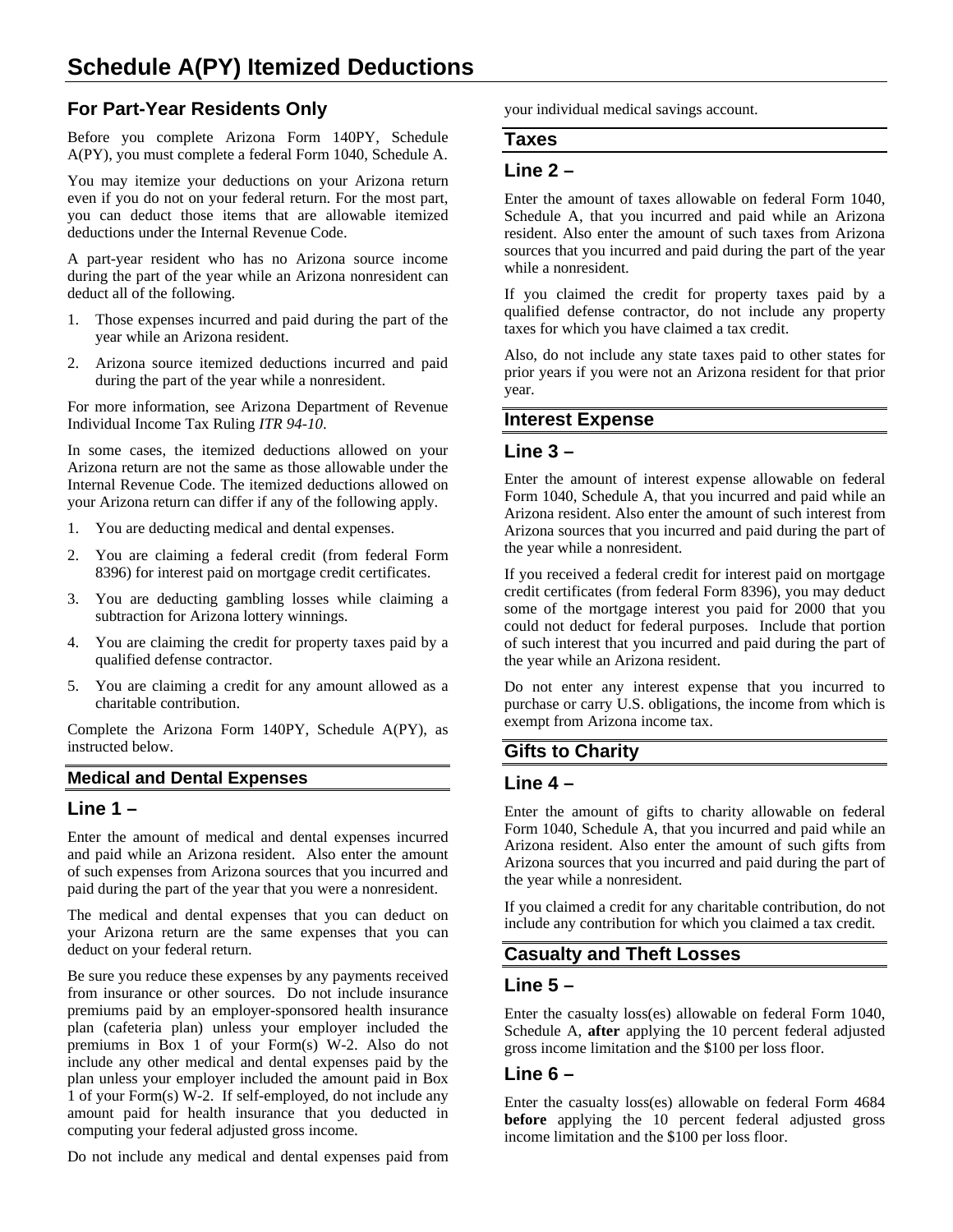# Schedule A(PY) Itemized Deductions

## For Part-Year Residents Only

Before you complete Arizona Form 140PY, Schedule A(PY), you must complete a federal Form 1040, Schedule A.

You may itemize your deductions on your Arizona return even if you do not on your federal return. For the most part, you can deduct those items that are allowable itemized deductions under the Internal Revenue Code.

A part-year resident who has no Arizona source income during the part of the year while an Arizona nonresident can deduct all of the following.

1. Those expenses incurred and paid during the part of the year while an Arizona resident.
2. Arizona source itemized deductions incurred and paid during the part of the year while a nonresident.

For more information, see Arizona Department of Revenue Individual Income Tax Ruling *ITR 94-10*.

In some cases, the itemized deductions allowed on your Arizona return are not the same as those allowable under the Internal Revenue Code. The itemized deductions allowed on your Arizona return can differ if any of the following apply.

1. You are deducting medical and dental expenses.
2. You are claiming a federal credit (from federal Form 8396) for interest paid on mortgage credit certificates.
3. You are deducting gambling losses while claiming a subtraction for Arizona lottery winnings.
4. You are claiming the credit for property taxes paid by a qualified defense contractor.
5. You are claiming a credit for any amount allowed as a charitable contribution.

Complete the Arizona Form 140PY, Schedule A(PY), as instructed below.

### Medical and Dental Expenses

### Line 1 –

Enter the amount of medical and dental expenses incurred and paid while an Arizona resident. Also enter the amount of such expenses from Arizona sources that you incurred and paid during the part of the year that you were a nonresident.

The medical and dental expenses that you can deduct on your Arizona return are the same expenses that you can deduct on your federal return.

Be sure you reduce these expenses by any payments received from insurance or other sources. Do not include insurance premiums paid by an employer-sponsored health insurance plan (cafeteria plan) unless your employer included the premiums in Box 1 of your Form(s) W-2. Also do not include any other medical and dental expenses paid by the plan unless your employer included the amount paid in Box 1 of your Form(s) W-2. If self-employed, do not include any amount paid for health insurance that you deducted in computing your federal adjusted gross income.

Do not include any medical and dental expenses paid from your individual medical savings account.

### Taxes

### Line 2 –

Enter the amount of taxes allowable on federal Form 1040, Schedule A, that you incurred and paid while an Arizona resident. Also enter the amount of such taxes from Arizona sources that you incurred and paid during the part of the year while a nonresident.

If you claimed the credit for property taxes paid by a qualified defense contractor, do not include any property taxes for which you have claimed a tax credit.

Also, do not include any state taxes paid to other states for prior years if you were not an Arizona resident for that prior year.

### Interest Expense

### Line 3 –

Enter the amount of interest expense allowable on federal Form 1040, Schedule A, that you incurred and paid while an Arizona resident. Also enter the amount of such interest from Arizona sources that you incurred and paid during the part of the year while a nonresident.

If you received a federal credit for interest paid on mortgage credit certificates (from federal Form 8396), you may deduct some of the mortgage interest you paid for 2000 that you could not deduct for federal purposes. Include that portion of such interest that you incurred and paid during the part of the year while an Arizona resident.

Do not enter any interest expense that you incurred to purchase or carry U.S. obligations, the income from which is exempt from Arizona income tax.

### Gifts to Charity

### Line 4 –

Enter the amount of gifts to charity allowable on federal Form 1040, Schedule A, that you incurred and paid while an Arizona resident. Also enter the amount of such gifts from Arizona sources that you incurred and paid during the part of the year while a nonresident.

If you claimed a credit for any charitable contribution, do not include any contribution for which you claimed a tax credit.

### Casualty and Theft Losses

### Line 5 –

Enter the casualty loss(es) allowable on federal Form 1040, Schedule A, **after** applying the 10 percent federal adjusted gross income limitation and the $100 per loss floor.

### Line 6 –

Enter the casualty loss(es) allowable on federal Form 4684 **before** applying the 10 percent federal adjusted gross income limitation and the $100 per loss floor.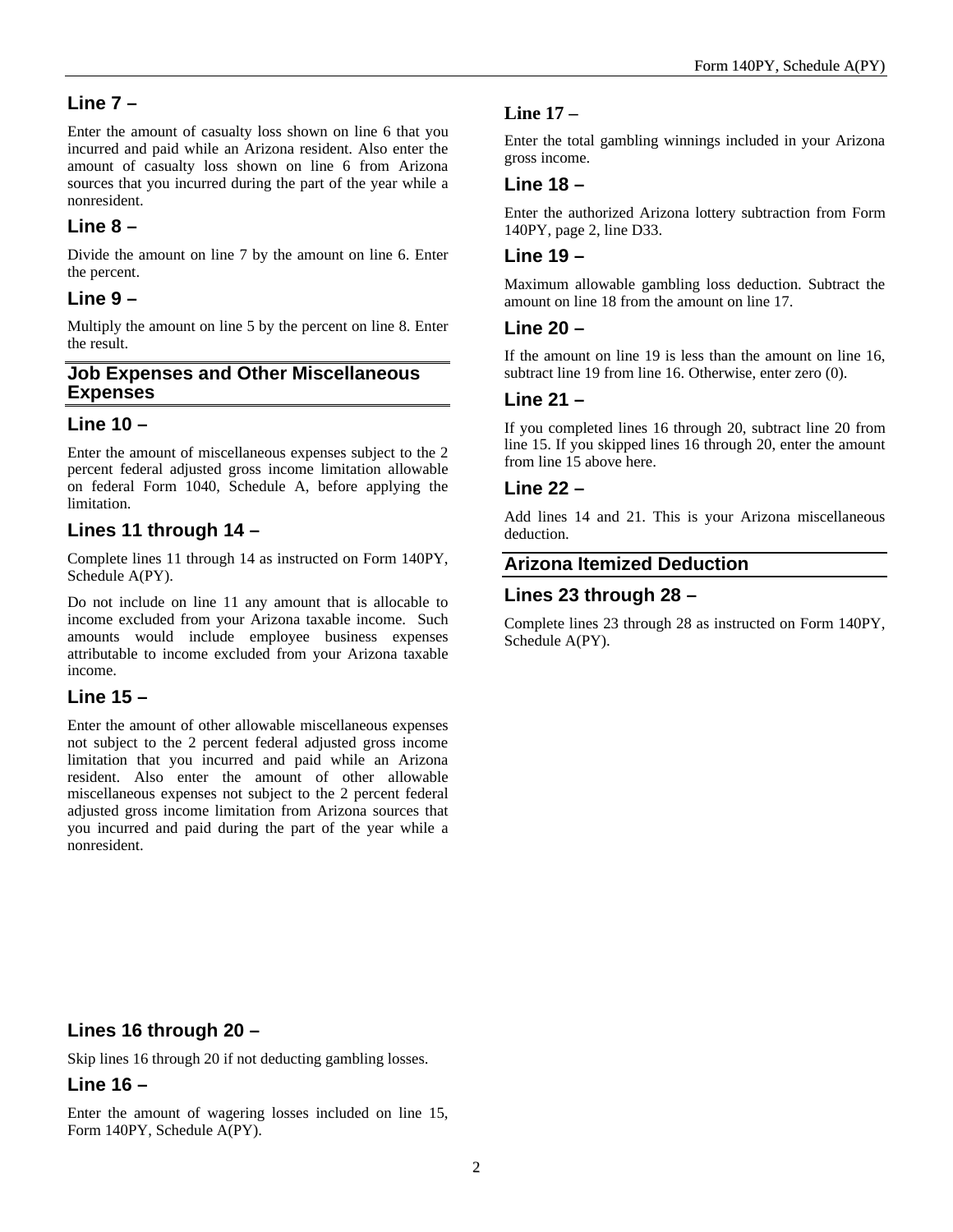### Line 7 –

Enter the amount of casualty loss shown on line 6 that you incurred and paid while an Arizona resident. Also enter the amount of casualty loss shown on line 6 from Arizona sources that you incurred during the part of the year while a nonresident.

### Line 8 –

Divide the amount on line 7 by the amount on line 6. Enter the percent.

### Line 9 –

Multiply the amount on line 5 by the percent on line 8. Enter the result.

## Job Expenses and Other Miscellaneous Expenses

### Line 10 –

Enter the amount of miscellaneous expenses subject to the 2 percent federal adjusted gross income limitation allowable on federal Form 1040, Schedule A, before applying the limitation.

### Lines 11 through 14 –

Complete lines 11 through 14 as instructed on Form 140PY, Schedule A(PY).

Do not include on line 11 any amount that is allocable to income excluded from your Arizona taxable income. Such amounts would include employee business expenses attributable to income excluded from your Arizona taxable income.

### Line 15 –

Enter the amount of other allowable miscellaneous expenses not subject to the 2 percent federal adjusted gross income limitation that you incurred and paid while an Arizona resident. Also enter the amount of other allowable miscellaneous expenses not subject to the 2 percent federal adjusted gross income limitation from Arizona sources that you incurred and paid during the part of the year while a nonresident.

### Lines 16 through 20 –

Skip lines 16 through 20 if not deducting gambling losses.

### Line 16 –

Enter the amount of wagering losses included on line 15, Form 140PY, Schedule A(PY).

### Line 17 –

Enter the total gambling winnings included in your Arizona gross income.

### Line 18 –

Enter the authorized Arizona lottery subtraction from Form 140PY, page 2, line D33.

### Line 19 –

Maximum allowable gambling loss deduction. Subtract the amount on line 18 from the amount on line 17.

### Line 20 –

If the amount on line 19 is less than the amount on line 16, subtract line 19 from line 16. Otherwise, enter zero (0).

### Line 21 –

If you completed lines 16 through 20, subtract line 20 from line 15. If you skipped lines 16 through 20, enter the amount from line 15 above here.

### Line 22 –

Add lines 14 and 21. This is your Arizona miscellaneous deduction.

## Arizona Itemized Deduction

### Lines 23 through 28 –

Complete lines 23 through 28 as instructed on Form 140PY, Schedule A(PY).